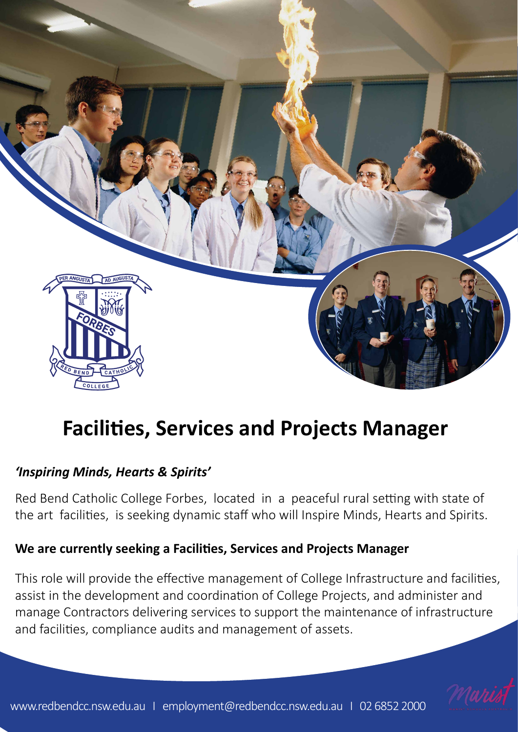# Facilities, Services and Projects Manager

***'Inspiring Minds, Hearts & Spirits'***

Red Bend Catholic College Forbes, located in a peaceful rural setting with state of the art facilities, is seeking dynamic staff who will Inspire Minds, Hearts and Spirits.

**We are currently seeking a Facilities, Services and Projects Manager**

This role will provide the effective management of College Infrastructure and facilities, assist in the development and coordination of College Projects, and administer and manage Contractors delivering services to support the maintenance of infrastructure and facilities, compliance audits and management of assets.

www.redbendcc.nsw.edu.au I employment@redbendcc.nsw.edu.au I 02 6852 2000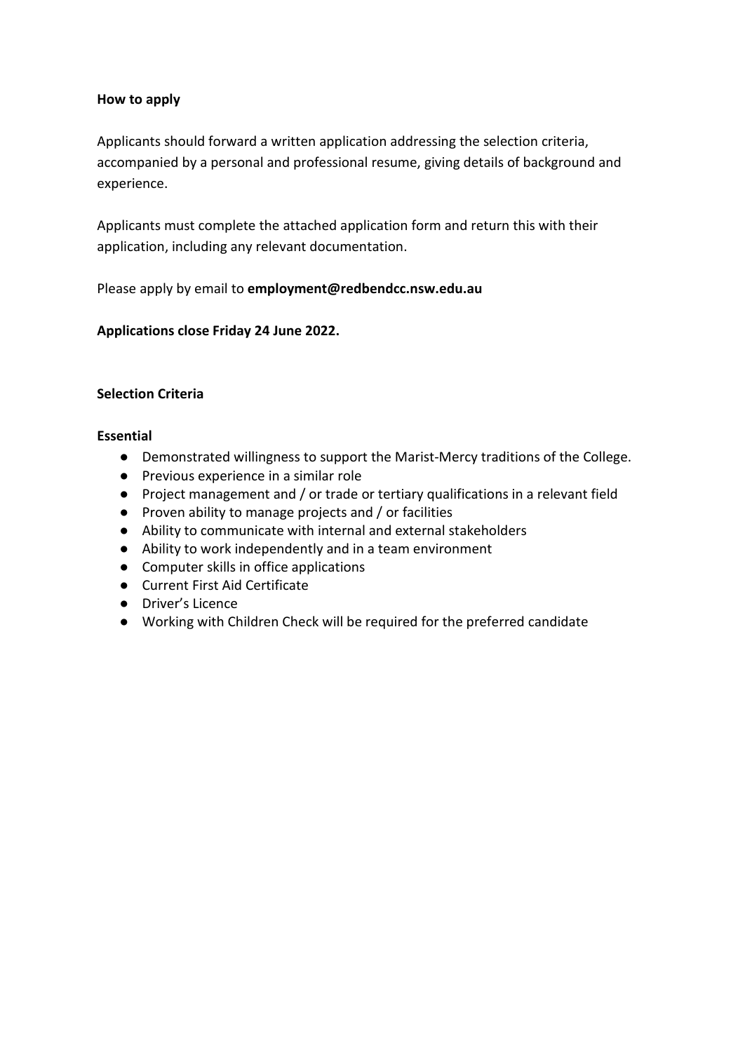**How to apply**

Applicants should forward a written application addressing the selection criteria, accompanied by a personal and professional resume, giving details of background and experience.

Applicants must complete the attached application form and return this with their application, including any relevant documentation.

Please apply by email to **employment@redbendcc.nsw.edu.au**

**Applications close Friday 24 June 2022.**

**Selection Criteria**

**Essential**

- Demonstrated willingness to support the Marist-Mercy traditions of the College.
- Previous experience in a similar role
- Project management and / or trade or tertiary qualifications in a relevant field
- Proven ability to manage projects and / or facilities
- Ability to communicate with internal and external stakeholders
- Ability to work independently and in a team environment
- Computer skills in office applications
- Current First Aid Certificate
- Driver's Licence
- Working with Children Check will be required for the preferred candidate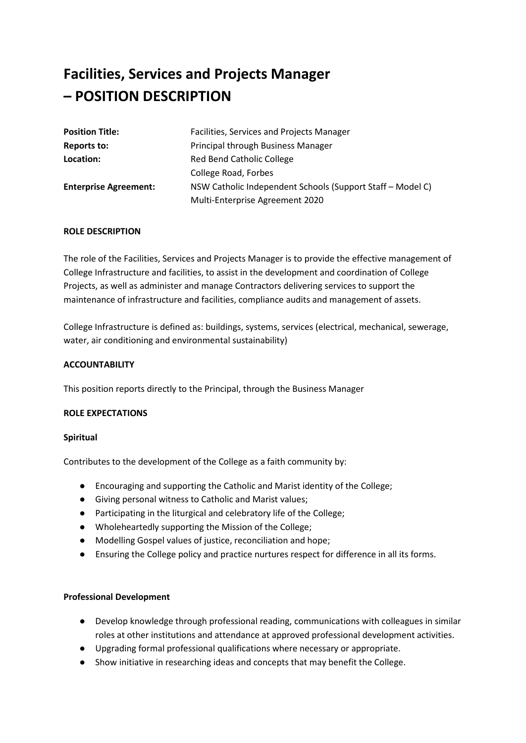# Facilities, Services and Projects Manager – POSITION DESCRIPTION

| | |
|---|---|
| **Position Title:** | Facilities, Services and Projects Manager |
| **Reports to:** | Principal through Business Manager |
| **Location:** | Red Bend Catholic College<br>College Road, Forbes |
| **Enterprise Agreement:** | NSW Catholic Independent Schools (Support Staff – Model C) Multi-Enterprise Agreement 2020 |

**ROLE DESCRIPTION**

The role of the Facilities, Services and Projects Manager is to provide the effective management of College Infrastructure and facilities, to assist in the development and coordination of College Projects, as well as administer and manage Contractors delivering services to support the maintenance of infrastructure and facilities, compliance audits and management of assets.

College Infrastructure is defined as: buildings, systems, services (electrical, mechanical, sewerage, water, air conditioning and environmental sustainability)

**ACCOUNTABILITY**

This position reports directly to the Principal, through the Business Manager

**ROLE EXPECTATIONS**

**Spiritual**

Contributes to the development of the College as a faith community by:

- Encouraging and supporting the Catholic and Marist identity of the College;
- Giving personal witness to Catholic and Marist values;
- Participating in the liturgical and celebratory life of the College;
- Wholeheartedly supporting the Mission of the College;
- Modelling Gospel values of justice, reconciliation and hope;
- Ensuring the College policy and practice nurtures respect for difference in all its forms.

**Professional Development**

- Develop knowledge through professional reading, communications with colleagues in similar roles at other institutions and attendance at approved professional development activities.
- Upgrading formal professional qualifications where necessary or appropriate.
- Show initiative in researching ideas and concepts that may benefit the College.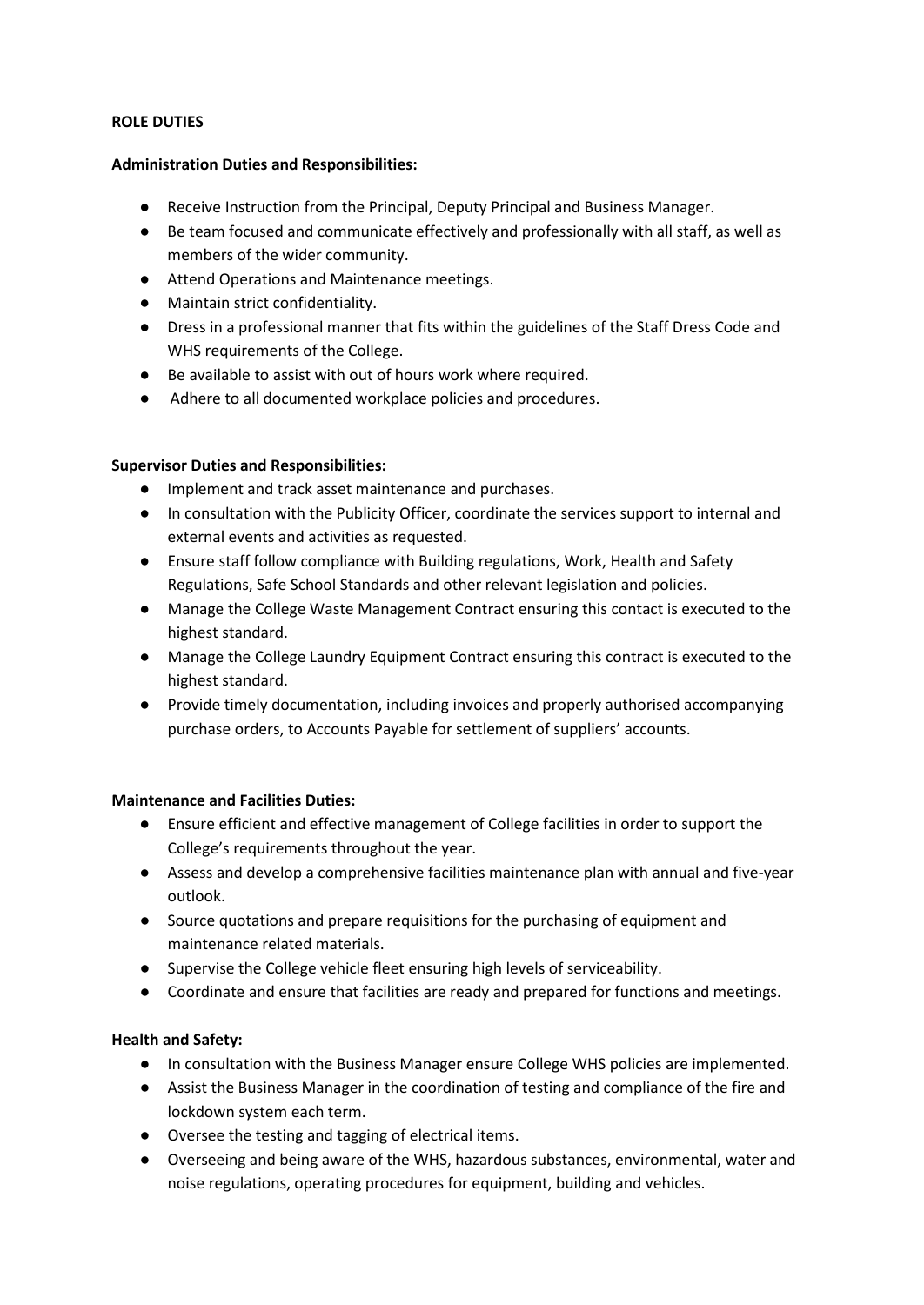**ROLE DUTIES**

**Administration Duties and Responsibilities:**

- Receive Instruction from the Principal, Deputy Principal and Business Manager.
- Be team focused and communicate effectively and professionally with all staff, as well as members of the wider community.
- Attend Operations and Maintenance meetings.
- Maintain strict confidentiality.
- Dress in a professional manner that fits within the guidelines of the Staff Dress Code and WHS requirements of the College.
- Be available to assist with out of hours work where required.
- Adhere to all documented workplace policies and procedures.

**Supervisor Duties and Responsibilities:**

- Implement and track asset maintenance and purchases.
- In consultation with the Publicity Officer, coordinate the services support to internal and external events and activities as requested.
- Ensure staff follow compliance with Building regulations, Work, Health and Safety Regulations, Safe School Standards and other relevant legislation and policies.
- Manage the College Waste Management Contract ensuring this contact is executed to the highest standard.
- Manage the College Laundry Equipment Contract ensuring this contract is executed to the highest standard.
- Provide timely documentation, including invoices and properly authorised accompanying purchase orders, to Accounts Payable for settlement of suppliers' accounts.

**Maintenance and Facilities Duties:**

- Ensure efficient and effective management of College facilities in order to support the College's requirements throughout the year.
- Assess and develop a comprehensive facilities maintenance plan with annual and five-year outlook.
- Source quotations and prepare requisitions for the purchasing of equipment and maintenance related materials.
- Supervise the College vehicle fleet ensuring high levels of serviceability.
- Coordinate and ensure that facilities are ready and prepared for functions and meetings.

**Health and Safety:**

- In consultation with the Business Manager ensure College WHS policies are implemented.
- Assist the Business Manager in the coordination of testing and compliance of the fire and lockdown system each term.
- Oversee the testing and tagging of electrical items.
- Overseeing and being aware of the WHS, hazardous substances, environmental, water and noise regulations, operating procedures for equipment, building and vehicles.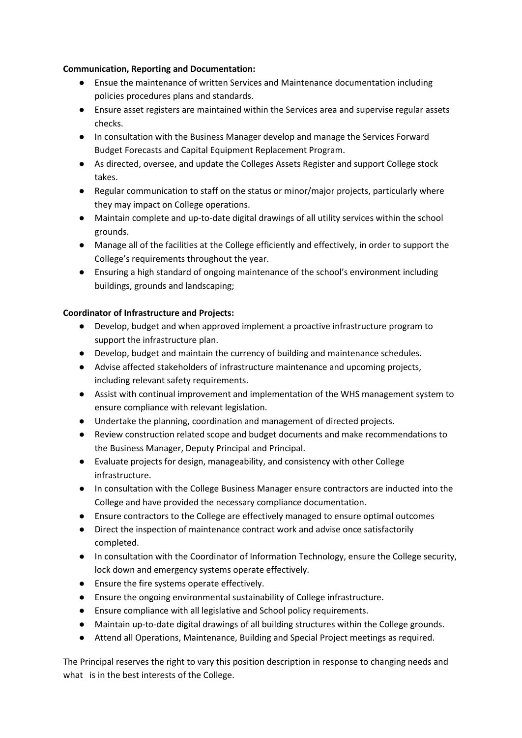**Communication, Reporting and Documentation:**

- Ensue the maintenance of written Services and Maintenance documentation including policies procedures plans and standards.
- Ensure asset registers are maintained within the Services area and supervise regular assets checks.
- In consultation with the Business Manager develop and manage the Services Forward Budget Forecasts and Capital Equipment Replacement Program.
- As directed, oversee, and update the Colleges Assets Register and support College stock takes.
- Regular communication to staff on the status or minor/major projects, particularly where they may impact on College operations.
- Maintain complete and up-to-date digital drawings of all utility services within the school grounds.
- Manage all of the facilities at the College efficiently and effectively, in order to support the College's requirements throughout the year.
- Ensuring a high standard of ongoing maintenance of the school's environment including buildings, grounds and landscaping;

**Coordinator of Infrastructure and Projects:**

- Develop, budget and when approved implement a proactive infrastructure program to support the infrastructure plan.
- Develop, budget and maintain the currency of building and maintenance schedules.
- Advise affected stakeholders of infrastructure maintenance and upcoming projects, including relevant safety requirements.
- Assist with continual improvement and implementation of the WHS management system to ensure compliance with relevant legislation.
- Undertake the planning, coordination and management of directed projects.
- Review construction related scope and budget documents and make recommendations to the Business Manager, Deputy Principal and Principal.
- Evaluate projects for design, manageability, and consistency with other College infrastructure.
- In consultation with the College Business Manager ensure contractors are inducted into the College and have provided the necessary compliance documentation.
- Ensure contractors to the College are effectively managed to ensure optimal outcomes
- Direct the inspection of maintenance contract work and advise once satisfactorily completed.
- In consultation with the Coordinator of Information Technology, ensure the College security, lock down and emergency systems operate effectively.
- Ensure the fire systems operate effectively.
- Ensure the ongoing environmental sustainability of College infrastructure.
- Ensure compliance with all legislative and School policy requirements.
- Maintain up-to-date digital drawings of all building structures within the College grounds.
- Attend all Operations, Maintenance, Building and Special Project meetings as required.

The Principal reserves the right to vary this position description in response to changing needs and what is in the best interests of the College.